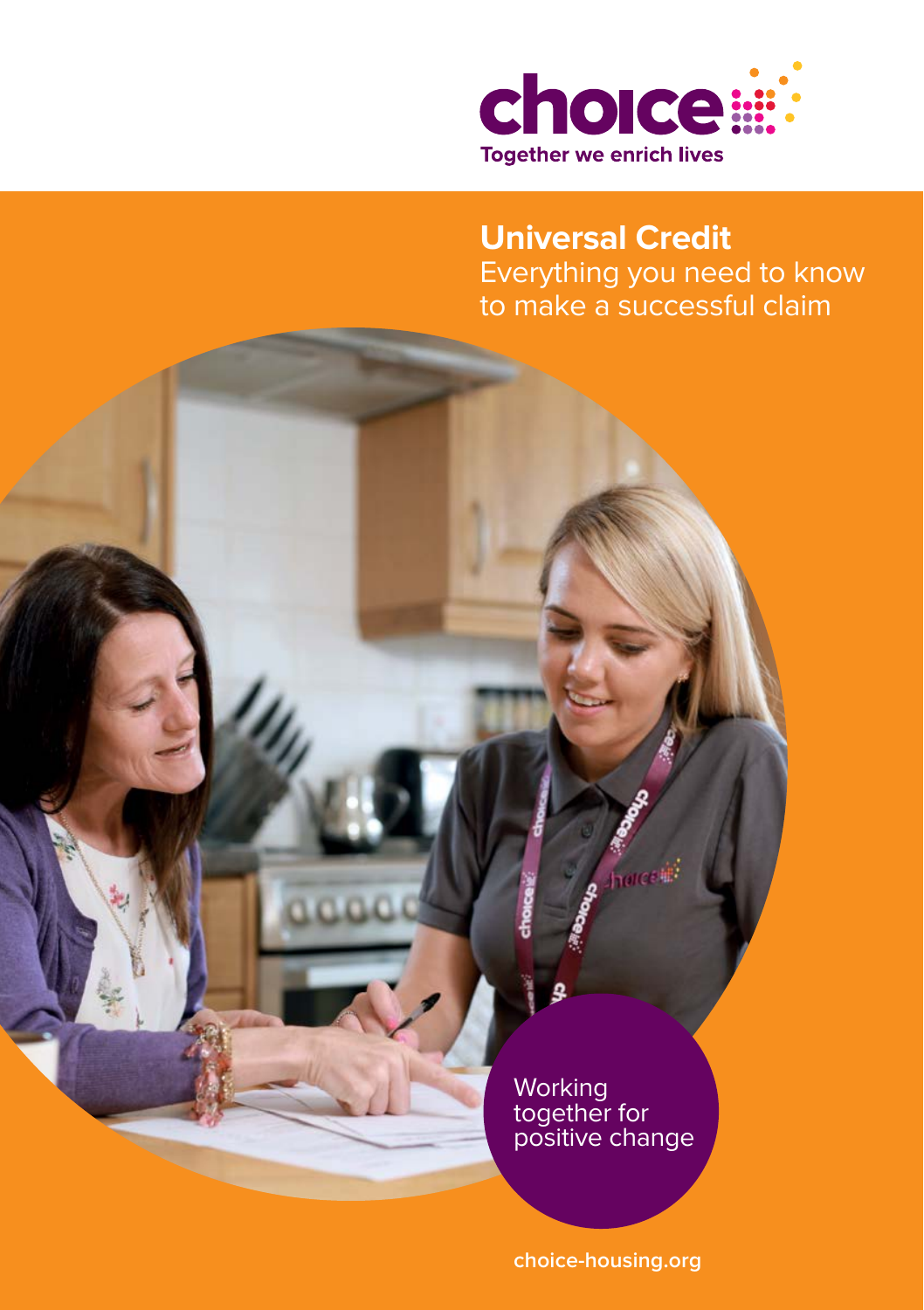choice

Together we enrich lives

# Universal Credit

Everything you need to know to make a successful claim

Working together for positive change

choice-housing.org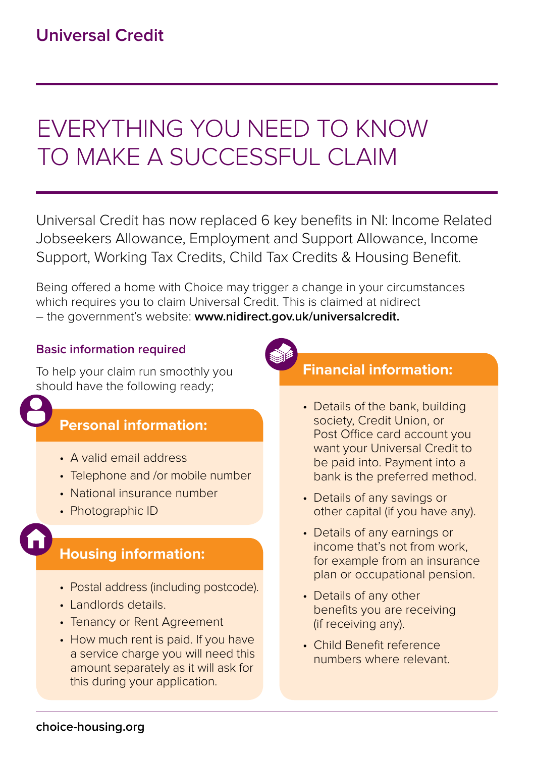## Universal Credit

# EVERYTHING YOU NEED TO KNOW TO MAKE A SUCCESSFUL CLAIM

Universal Credit has now replaced 6 key benefits in NI: Income Related Jobseekers Allowance, Employment and Support Allowance, Income Support, Working Tax Credits, Child Tax Credits & Housing Benefit.

Being offered a home with Choice may trigger a change in your circumstances which requires you to claim Universal Credit. This is claimed at nidirect – the government's website: **www.nidirect.gov.uk/universalcredit.**

### Basic information required

To help your claim run smoothly you should have the following ready;

#### Personal information:

- A valid email address
- Telephone and /or mobile number
- National insurance number
- Photographic ID

#### Housing information:

- Postal address (including postcode).
- Landlords details.
- Tenancy or Rent Agreement
- How much rent is paid. If you have a service charge you will need this amount separately as it will ask for this during your application.

#### Financial information:

- Details of the bank, building society, Credit Union, or Post Office card account you want your Universal Credit to be paid into. Payment into a bank is the preferred method.
- Details of any savings or other capital (if you have any).
- Details of any earnings or income that's not from work, for example from an insurance plan or occupational pension.
- Details of any other benefits you are receiving (if receiving any).
- Child Benefit reference numbers where relevant.

**choice-housing.org**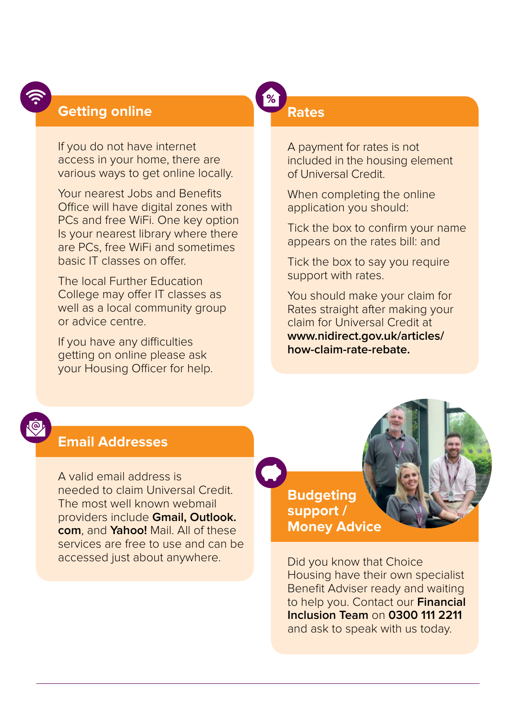## Getting online

If you do not have internet access in your home, there are various ways to get online locally.

Your nearest Jobs and Benefits Office will have digital zones with PCs and free WiFi. One key option Is your nearest library where there are PCs, free WiFi and sometimes basic IT classes on offer.

The local Further Education College may offer IT classes as well as a local community group or advice centre.

If you have any difficulties getting on online please ask your Housing Officer for help.

## Email Addresses

A valid email address is needed to claim Universal Credit. The most well known webmail providers include **Gmail, Outlook.com**, and **Yahoo!** Mail. All of these services are free to use and can be accessed just about anywhere.

## Rates

A payment for rates is not included in the housing element of Universal Credit.

When completing the online application you should:

Tick the box to confirm your name appears on the rates bill: and

Tick the box to say you require support with rates.

You should make your claim for Rates straight after making your claim for Universal Credit at **www.nidirect.gov.uk/articles/how-claim-rate-rebate.**

## Budgeting support / Money Advice

Did you know that Choice Housing have their own specialist Benefit Adviser ready and waiting to help you. Contact our **Financial Inclusion Team** on **0300 111 2211** and ask to speak with us today.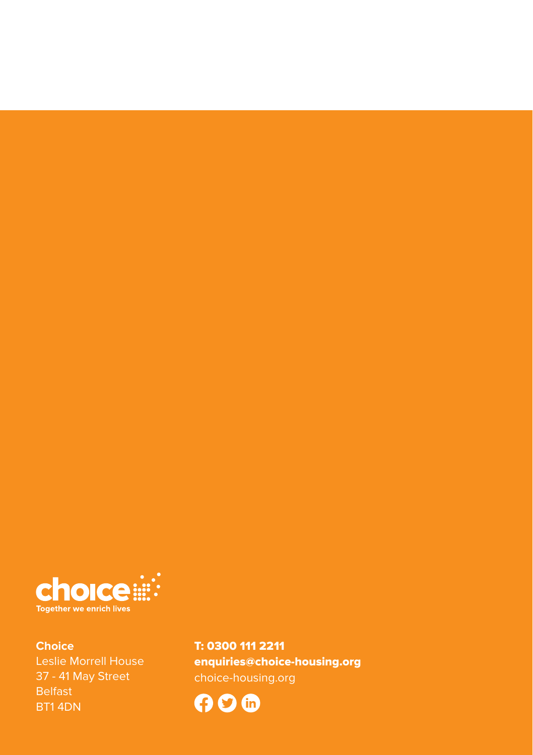choice

Together we enrich lives

**Choice**
Leslie Morrell House
37 - 41 May Street
Belfast
BT1 4DN

**T: 0300 111 2211**
**enquiries@choice-housing.org**
choice-housing.org